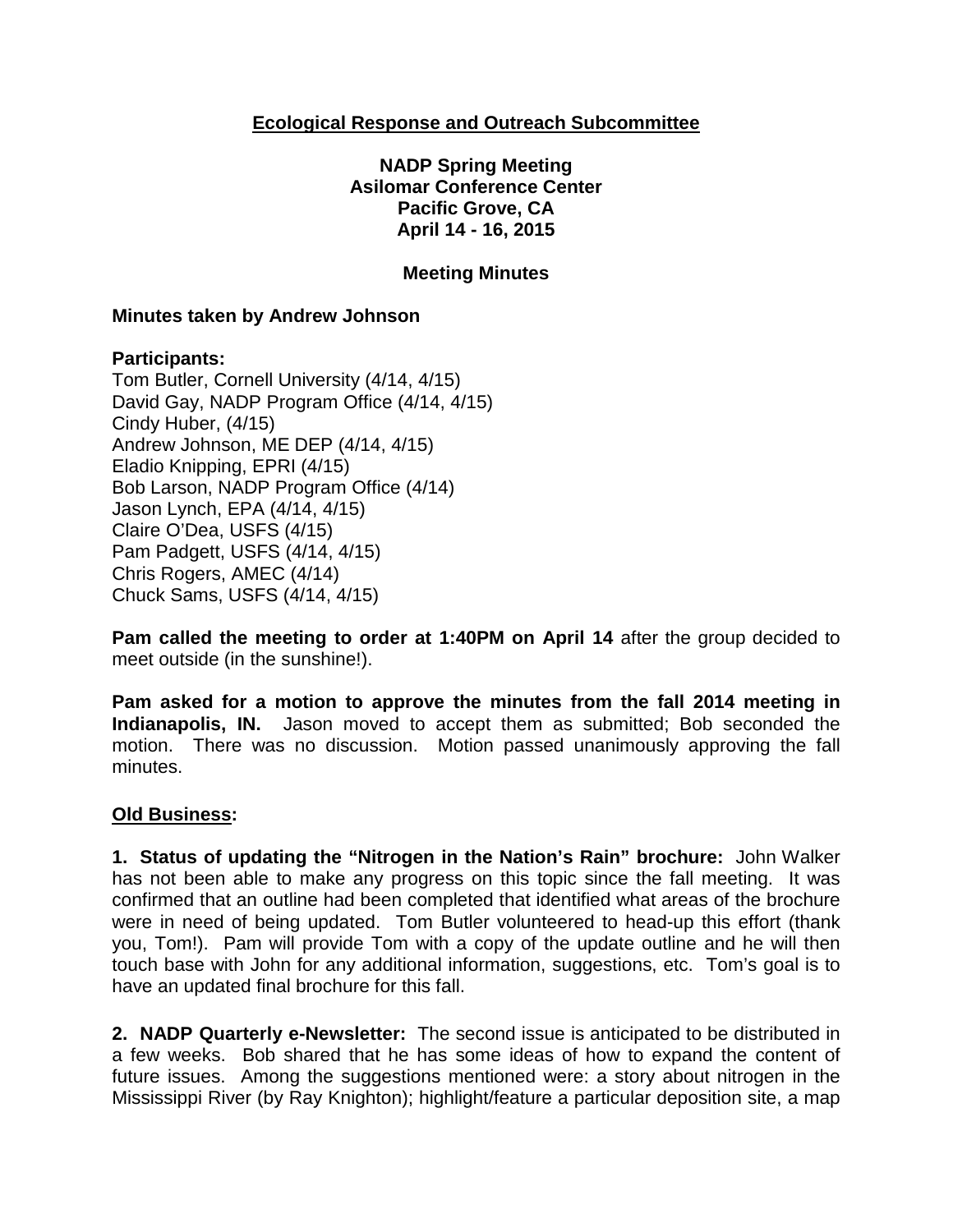## Ecological Response and Outreach Subcommittee

**NADP Spring Meeting**
**Asilomar Conference Center**
**Pacific Grove, CA**
**April 14 - 16, 2015**

**Meeting Minutes**

**Minutes taken by Andrew Johnson**

**Participants:**

Tom Butler, Cornell University (4/14, 4/15)
David Gay, NADP Program Office (4/14, 4/15)
Cindy Huber, (4/15)
Andrew Johnson, ME DEP (4/14, 4/15)
Eladio Knipping, EPRI (4/15)
Bob Larson, NADP Program Office (4/14)
Jason Lynch, EPA (4/14, 4/15)
Claire O'Dea, USFS (4/15)
Pam Padgett, USFS (4/14, 4/15)
Chris Rogers, AMEC (4/14)
Chuck Sams, USFS (4/14, 4/15)

**Pam called the meeting to order at 1:40PM on April 14** after the group decided to meet outside (in the sunshine!).

**Pam asked for a motion to approve the minutes from the fall 2014 meeting in Indianapolis, IN.** Jason moved to accept them as submitted; Bob seconded the motion. There was no discussion. Motion passed unanimously approving the fall minutes.

### Old Business:

**1. Status of updating the "Nitrogen in the Nation's Rain" brochure:** John Walker has not been able to make any progress on this topic since the fall meeting. It was confirmed that an outline had been completed that identified what areas of the brochure were in need of being updated. Tom Butler volunteered to head-up this effort (thank you, Tom!). Pam will provide Tom with a copy of the update outline and he will then touch base with John for any additional information, suggestions, etc. Tom's goal is to have an updated final brochure for this fall.

**2. NADP Quarterly e-Newsletter:** The second issue is anticipated to be distributed in a few weeks. Bob shared that he has some ideas of how to expand the content of future issues. Among the suggestions mentioned were: a story about nitrogen in the Mississippi River (by Ray Knighton); highlight/feature a particular deposition site, a map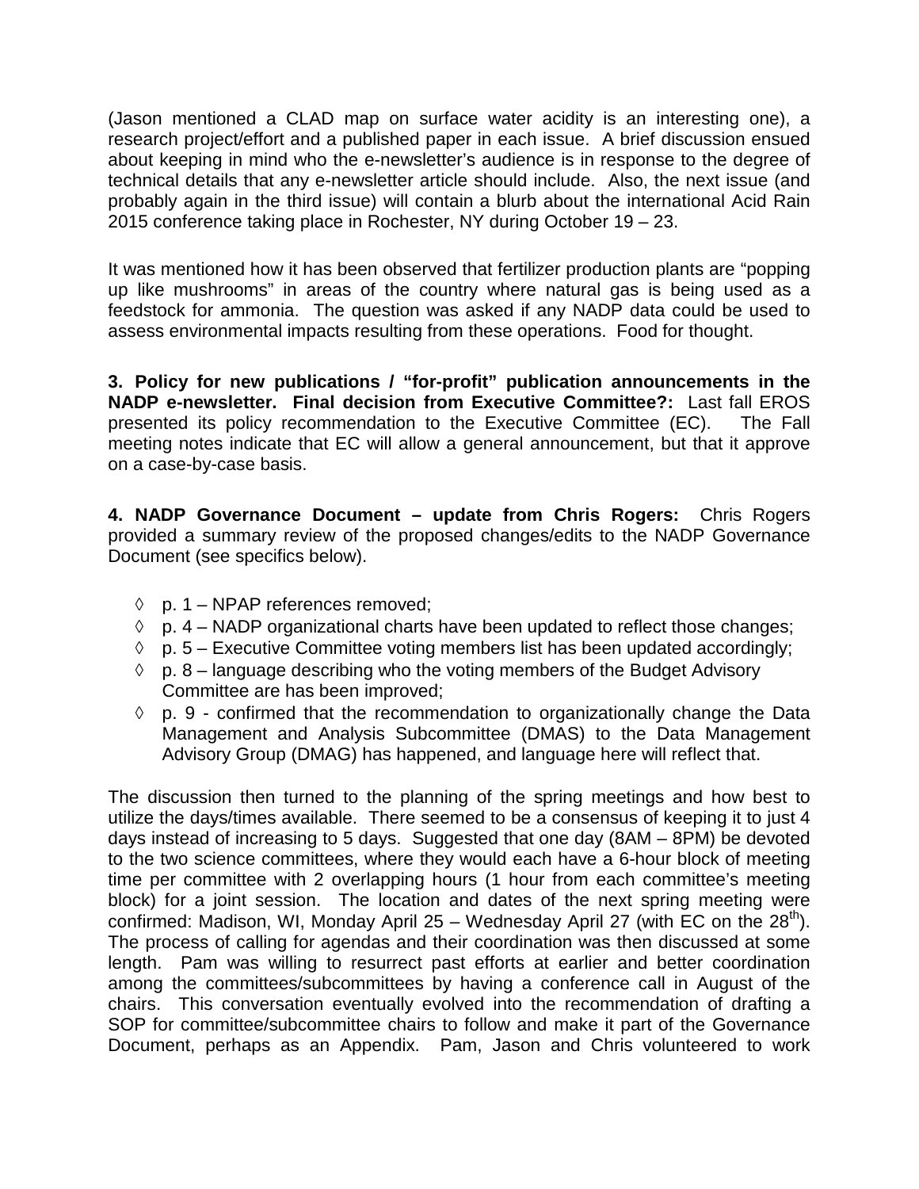(Jason mentioned a CLAD map on surface water acidity is an interesting one), a research project/effort and a published paper in each issue. A brief discussion ensued about keeping in mind who the e-newsletter's audience is in response to the degree of technical details that any e-newsletter article should include. Also, the next issue (and probably again in the third issue) will contain a blurb about the international Acid Rain 2015 conference taking place in Rochester, NY during October 19 – 23.

It was mentioned how it has been observed that fertilizer production plants are "popping up like mushrooms" in areas of the country where natural gas is being used as a feedstock for ammonia. The question was asked if any NADP data could be used to assess environmental impacts resulting from these operations. Food for thought.

**3. Policy for new publications / "for-profit" publication announcements in the NADP e-newsletter. Final decision from Executive Committee?:** Last fall EROS presented its policy recommendation to the Executive Committee (EC). The Fall meeting notes indicate that EC will allow a general announcement, but that it approve on a case-by-case basis.

**4. NADP Governance Document – update from Chris Rogers:** Chris Rogers provided a summary review of the proposed changes/edits to the NADP Governance Document (see specifics below).

- p. 1 – NPAP references removed;
- p. 4 – NADP organizational charts have been updated to reflect those changes;
- p. 5 – Executive Committee voting members list has been updated accordingly;
- p. 8 – language describing who the voting members of the Budget Advisory Committee are has been improved;
- p. 9 - confirmed that the recommendation to organizationally change the Data Management and Analysis Subcommittee (DMAS) to the Data Management Advisory Group (DMAG) has happened, and language here will reflect that.

The discussion then turned to the planning of the spring meetings and how best to utilize the days/times available. There seemed to be a consensus of keeping it to just 4 days instead of increasing to 5 days. Suggested that one day (8AM – 8PM) be devoted to the two science committees, where they would each have a 6-hour block of meeting time per committee with 2 overlapping hours (1 hour from each committee's meeting block) for a joint session. The location and dates of the next spring meeting were confirmed: Madison, WI, Monday April 25 – Wednesday April 27 (with EC on the 28th). The process of calling for agendas and their coordination was then discussed at some length. Pam was willing to resurrect past efforts at earlier and better coordination among the committees/subcommittees by having a conference call in August of the chairs. This conversation eventually evolved into the recommendation of drafting a SOP for committee/subcommittee chairs to follow and make it part of the Governance Document, perhaps as an Appendix. Pam, Jason and Chris volunteered to work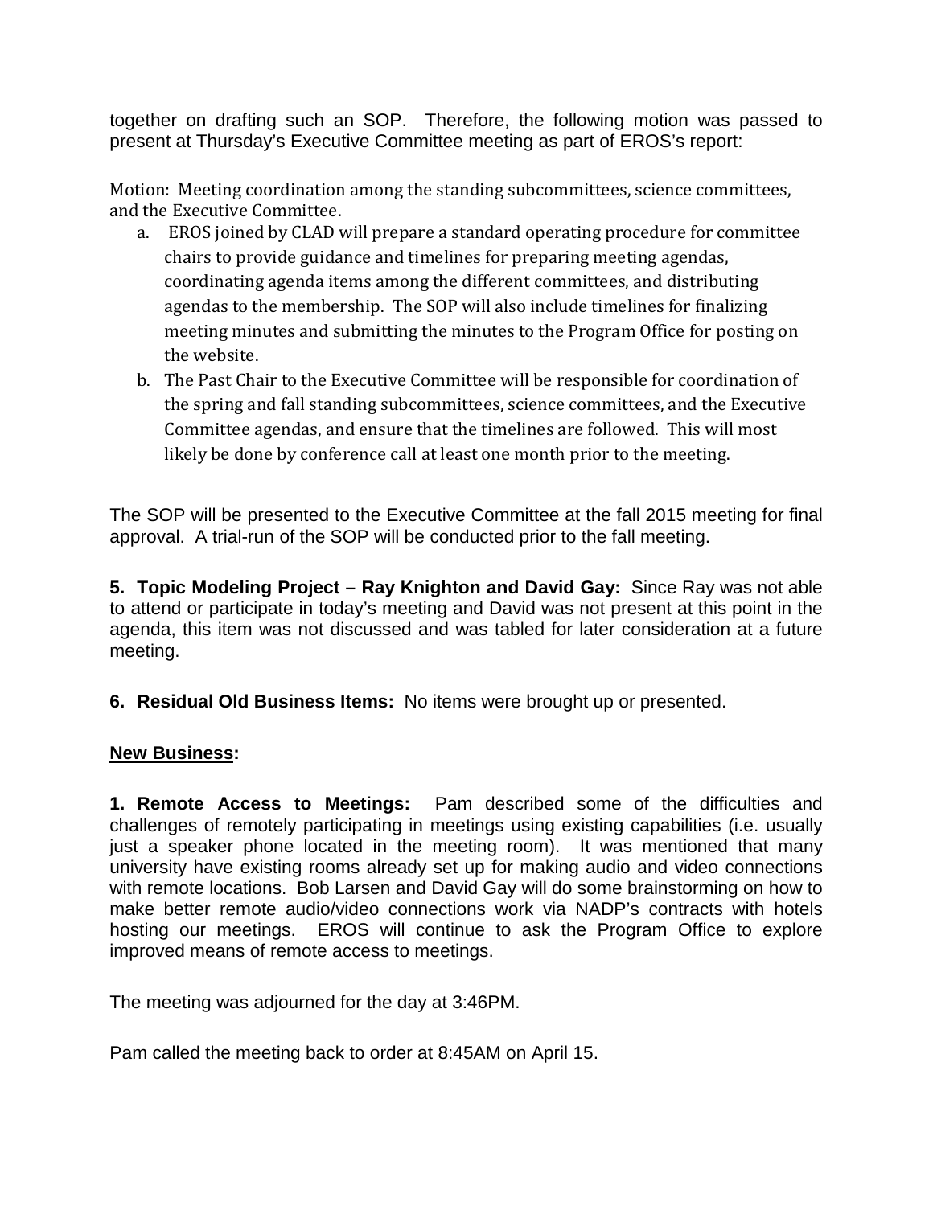together on drafting such an SOP. Therefore, the following motion was passed to present at Thursday's Executive Committee meeting as part of EROS's report:

Motion: Meeting coordination among the standing subcommittees, science committees, and the Executive Committee.

a. EROS joined by CLAD will prepare a standard operating procedure for committee chairs to provide guidance and timelines for preparing meeting agendas, coordinating agenda items among the different committees, and distributing agendas to the membership. The SOP will also include timelines for finalizing meeting minutes and submitting the minutes to the Program Office for posting on the website.
b. The Past Chair to the Executive Committee will be responsible for coordination of the spring and fall standing subcommittees, science committees, and the Executive Committee agendas, and ensure that the timelines are followed. This will most likely be done by conference call at least one month prior to the meeting.

The SOP will be presented to the Executive Committee at the fall 2015 meeting for final approval. A trial-run of the SOP will be conducted prior to the fall meeting.

**5. Topic Modeling Project – Ray Knighton and David Gay:** Since Ray was not able to attend or participate in today's meeting and David was not present at this point in the agenda, this item was not discussed and was tabled for later consideration at a future meeting.

**6. Residual Old Business Items:** No items were brought up or presented.

**<u>New Business</u>:**

**1. Remote Access to Meetings:** Pam described some of the difficulties and challenges of remotely participating in meetings using existing capabilities (i.e. usually just a speaker phone located in the meeting room). It was mentioned that many university have existing rooms already set up for making audio and video connections with remote locations. Bob Larsen and David Gay will do some brainstorming on how to make better remote audio/video connections work via NADP's contracts with hotels hosting our meetings. EROS will continue to ask the Program Office to explore improved means of remote access to meetings.

The meeting was adjourned for the day at 3:46PM.

Pam called the meeting back to order at 8:45AM on April 15.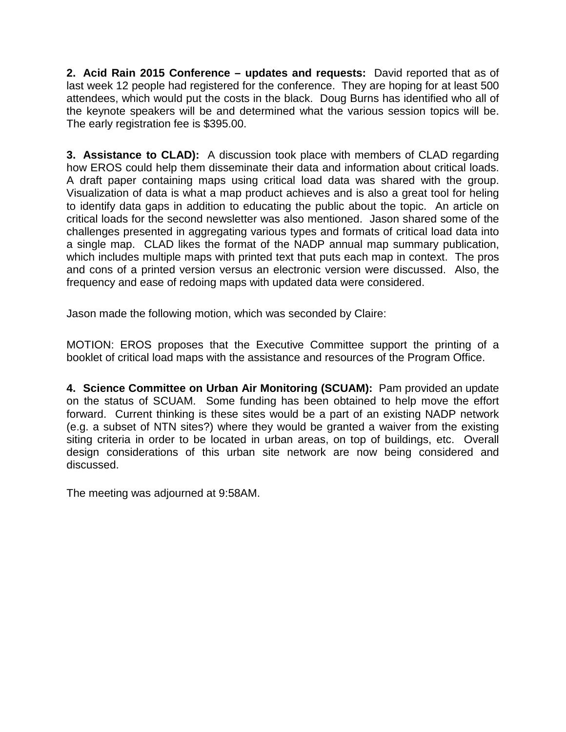**2. Acid Rain 2015 Conference – updates and requests:** David reported that as of last week 12 people had registered for the conference. They are hoping for at least 500 attendees, which would put the costs in the black. Doug Burns has identified who all of the keynote speakers will be and determined what the various session topics will be. The early registration fee is $395.00.

**3. Assistance to CLAD):** A discussion took place with members of CLAD regarding how EROS could help them disseminate their data and information about critical loads. A draft paper containing maps using critical load data was shared with the group. Visualization of data is what a map product achieves and is also a great tool for heling to identify data gaps in addition to educating the public about the topic. An article on critical loads for the second newsletter was also mentioned. Jason shared some of the challenges presented in aggregating various types and formats of critical load data into a single map. CLAD likes the format of the NADP annual map summary publication, which includes multiple maps with printed text that puts each map in context. The pros and cons of a printed version versus an electronic version were discussed. Also, the frequency and ease of redoing maps with updated data were considered.

Jason made the following motion, which was seconded by Claire:

MOTION: EROS proposes that the Executive Committee support the printing of a booklet of critical load maps with the assistance and resources of the Program Office.

**4. Science Committee on Urban Air Monitoring (SCUAM):** Pam provided an update on the status of SCUAM. Some funding has been obtained to help move the effort forward. Current thinking is these sites would be a part of an existing NADP network (e.g. a subset of NTN sites?) where they would be granted a waiver from the existing siting criteria in order to be located in urban areas, on top of buildings, etc. Overall design considerations of this urban site network are now being considered and discussed.

The meeting was adjourned at 9:58AM.